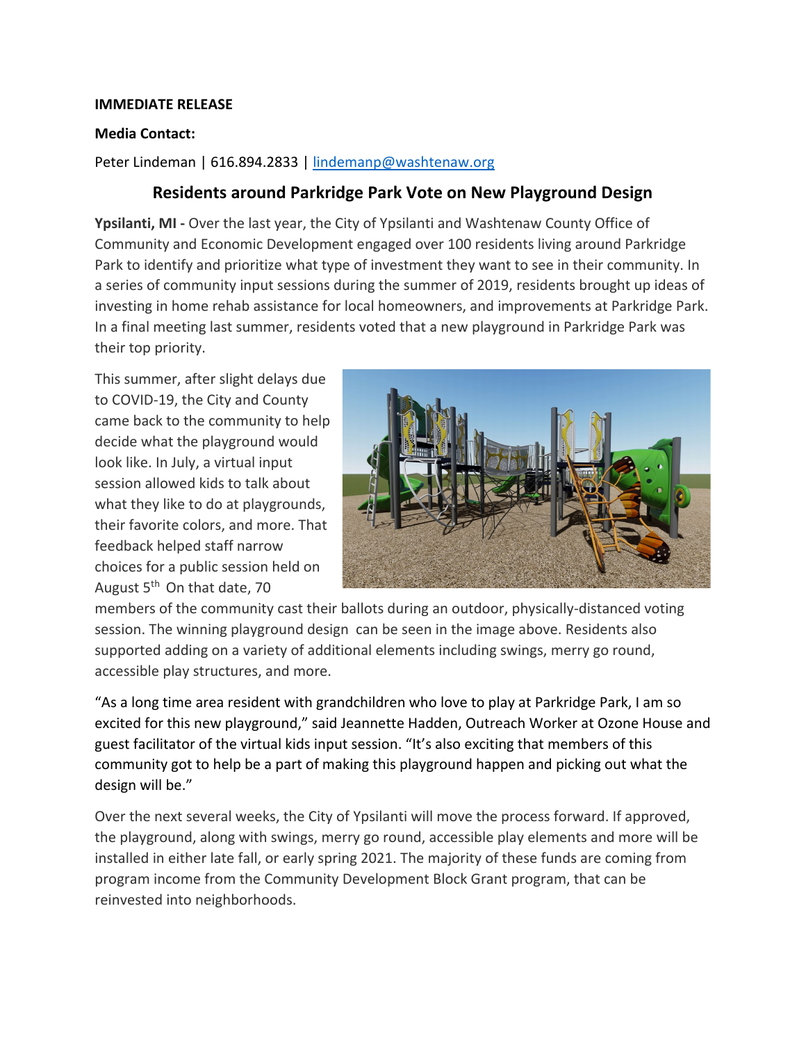**IMMEDIATE RELEASE**

**Media Contact:**

Peter Lindeman | 616.894.2833 | lindemanp@washtenaw.org

## Residents around Parkridge Park Vote on New Playground Design

**Ypsilanti, MI -** Over the last year, the City of Ypsilanti and Washtenaw County Office of Community and Economic Development engaged over 100 residents living around Parkridge Park to identify and prioritize what type of investment they want to see in their community. In a series of community input sessions during the summer of 2019, residents brought up ideas of investing in home rehab assistance for local homeowners, and improvements at Parkridge Park. In a final meeting last summer, residents voted that a new playground in Parkridge Park was their top priority.

This summer, after slight delays due to COVID-19, the City and County came back to the community to help decide what the playground would look like. In July, a virtual input session allowed kids to talk about what they like to do at playgrounds, their favorite colors, and more. That feedback helped staff narrow choices for a public session held on August 5th On that date, 70 members of the community cast their ballots during an outdoor, physically-distanced voting session. The winning playground design can be seen in the image above. Residents also supported adding on a variety of additional elements including swings, merry go round, accessible play structures, and more.

"As a long time area resident with grandchildren who love to play at Parkridge Park, I am so excited for this new playground," said Jeannette Hadden, Outreach Worker at Ozone House and guest facilitator of the virtual kids input session. "It's also exciting that members of this community got to help be a part of making this playground happen and picking out what the design will be."

Over the next several weeks, the City of Ypsilanti will move the process forward. If approved, the playground, along with swings, merry go round, accessible play elements and more will be installed in either late fall, or early spring 2021. The majority of these funds are coming from program income from the Community Development Block Grant program, that can be reinvested into neighborhoods.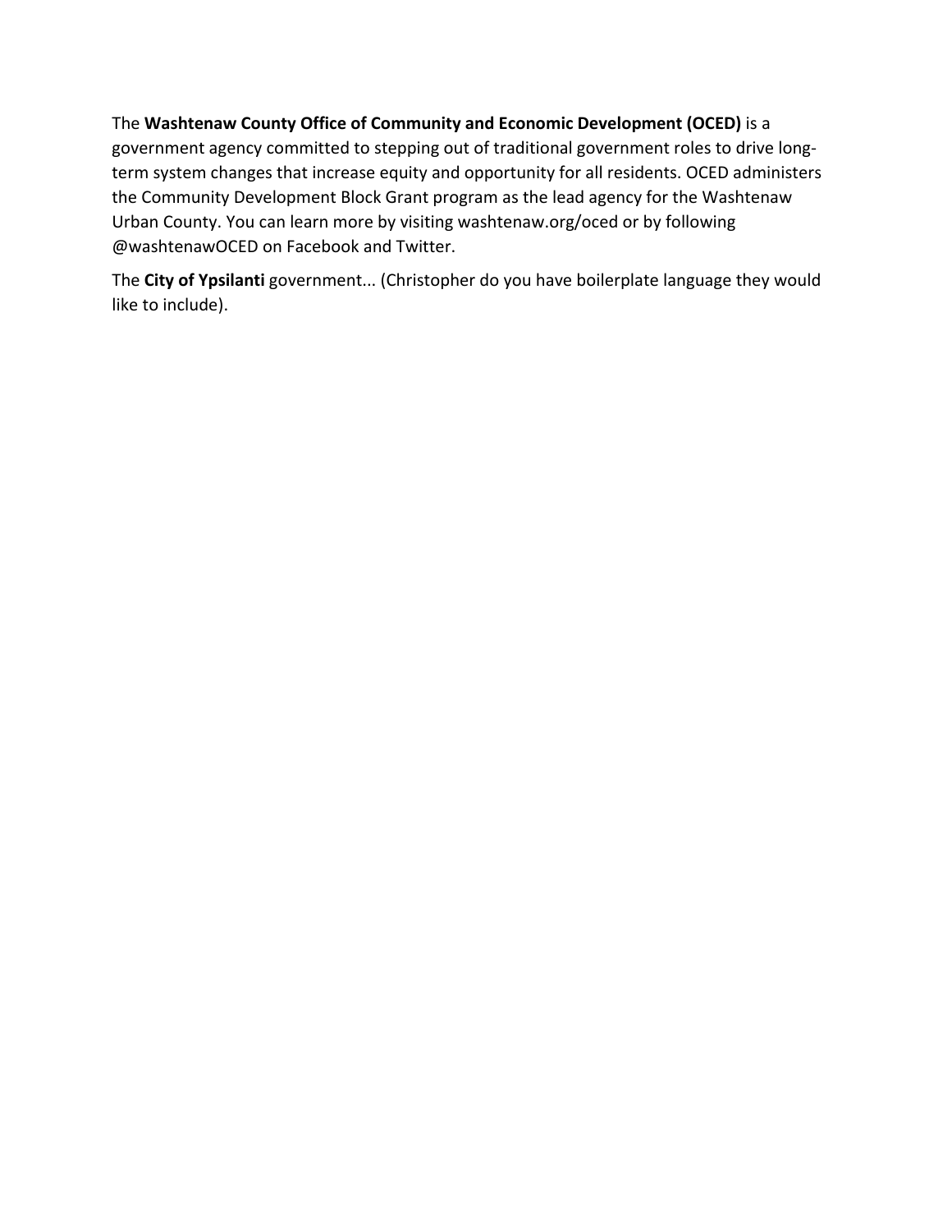The **Washtenaw County Office of Community and Economic Development (OCED)** is a government agency committed to stepping out of traditional government roles to drive long-term system changes that increase equity and opportunity for all residents. OCED administers the Community Development Block Grant program as the lead agency for the Washtenaw Urban County. You can learn more by visiting washtenaw.org/oced or by following @washtenawOCED on Facebook and Twitter.

The **City of Ypsilanti** government... (Christopher do you have boilerplate language they would like to include).